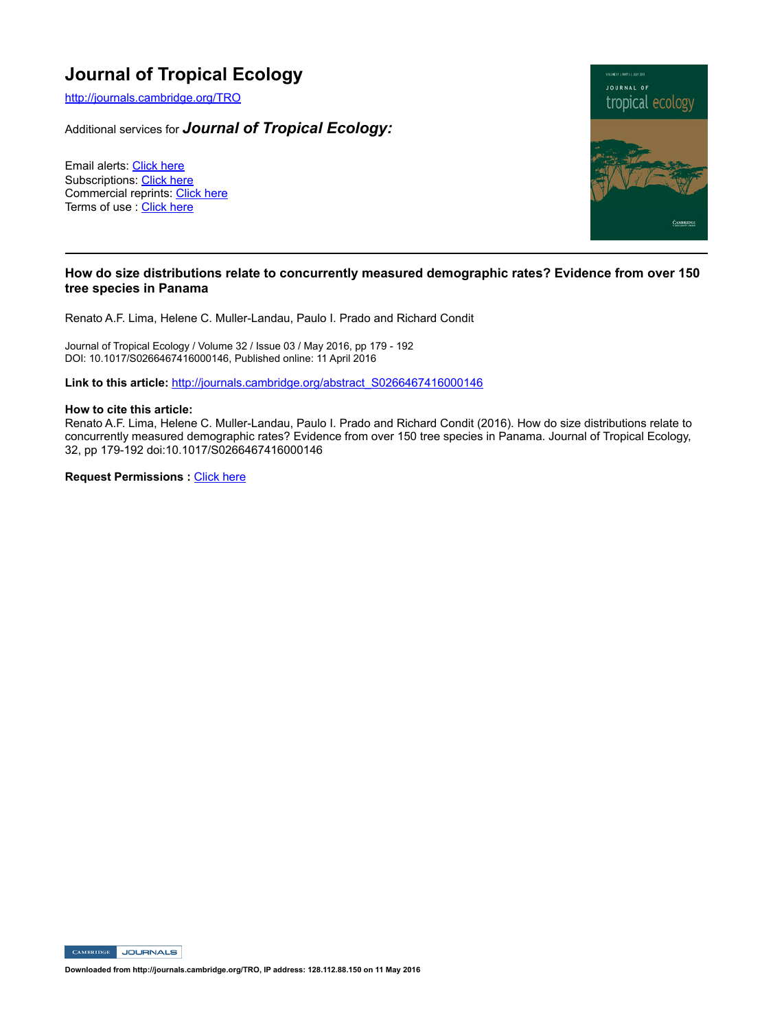# Journal of Tropical Ecology

http://journals.cambridge.org/TRO

Additional services for ***Journal of Tropical Ecology:***

Email alerts: Click here
Subscriptions: Click here
Commercial reprints: Click here
Terms of use : Click here

---

**How do size distributions relate to concurrently measured demographic rates? Evidence from over 150 tree species in Panama**

Renato A.F. Lima, Helene C. Muller-Landau, Paulo I. Prado and Richard Condit

Journal of Tropical Ecology / Volume 32 / Issue 03 / May 2016, pp 179 - 192
DOI: 10.1017/S0266467416000146, Published online: 11 April 2016

**Link to this article:** http://journals.cambridge.org/abstract_S0266467416000146

**How to cite this article:**
Renato A.F. Lima, Helene C. Muller-Landau, Paulo I. Prado and Richard Condit (2016). How do size distributions relate to concurrently measured demographic rates? Evidence from over 150 tree species in Panama. Journal of Tropical Ecology, 32, pp 179-192 doi:10.1017/S0266467416000146

**Request Permissions :** Click here

**Downloaded from http://journals.cambridge.org/TRO, IP address: 128.112.88.150 on 11 May 2016**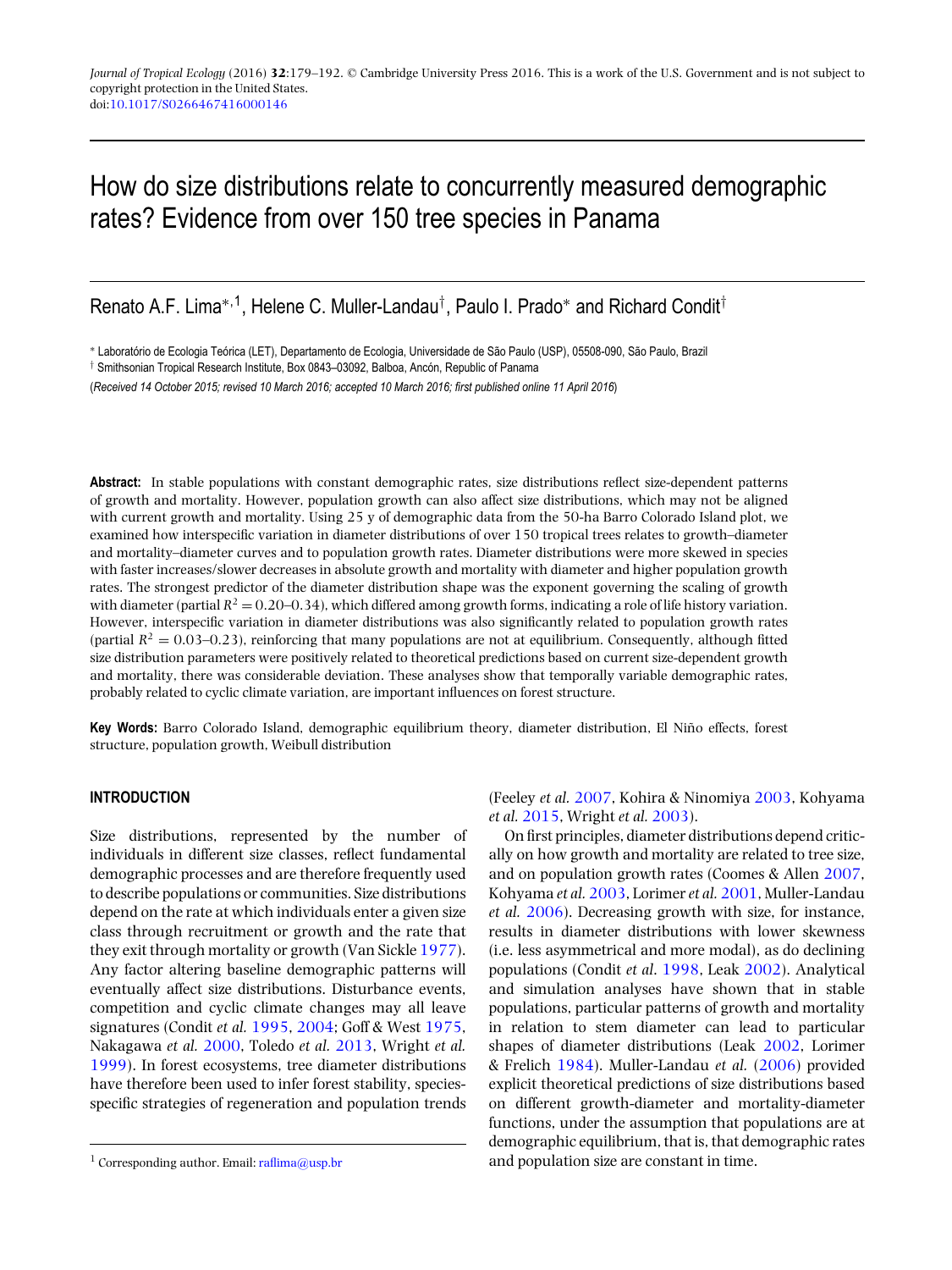Journal of Tropical Ecology (2016) **32**:179–192. © Cambridge University Press 2016. This is a work of the U.S. Government and is not subject to copyright protection in the United States.
doi:10.1017/S0266467416000146

# How do size distributions relate to concurrently measured demographic rates? Evidence from over 150 tree species in Panama

Renato A.F. Lima[*,1], Helene C. Muller-Landau[†], Paulo I. Prado[*] and Richard Condit[†]

[*] Laboratório de Ecologia Teórica (LET), Departamento de Ecologia, Universidade de São Paulo (USP), 05508-090, São Paulo, Brazil
[†] Smithsonian Tropical Research Institute, Box 0843–03092, Balboa, Ancón, Republic of Panama

(*Received 14 October 2015; revised 10 March 2016; accepted 10 March 2016; first published online 11 April 2016*)

**Abstract:** In stable populations with constant demographic rates, size distributions reflect size-dependent patterns of growth and mortality. However, population growth can also affect size distributions, which may not be aligned with current growth and mortality. Using 25 y of demographic data from the 50-ha Barro Colorado Island plot, we examined how interspecific variation in diameter distributions of over 150 tropical trees relates to growth–diameter and mortality–diameter curves and to population growth rates. Diameter distributions were more skewed in species with faster increases/slower decreases in absolute growth and mortality with diameter and higher population growth rates. The strongest predictor of the diameter distribution shape was the exponent governing the scaling of growth with diameter (partial $R^2 = 0.20$–$0.34$), which differed among growth forms, indicating a role of life history variation. However, interspecific variation in diameter distributions was also significantly related to population growth rates (partial $R^2 = 0.03$–$0.23$), reinforcing that many populations are not at equilibrium. Consequently, although fitted size distribution parameters were positively related to theoretical predictions based on current size-dependent growth and mortality, there was considerable deviation. These analyses show that temporally variable demographic rates, probably related to cyclic climate variation, are important influences on forest structure.

**Key Words:** Barro Colorado Island, demographic equilibrium theory, diameter distribution, El Niño effects, forest structure, population growth, Weibull distribution

## INTRODUCTION

Size distributions, represented by the number of individuals in different size classes, reflect fundamental demographic processes and are therefore frequently used to describe populations or communities. Size distributions depend on the rate at which individuals enter a given size class through recruitment or growth and the rate that they exit through mortality or growth (Van Sickle 1977). Any factor altering baseline demographic patterns will eventually affect size distributions. Disturbance events, competition and cyclic climate changes may all leave signatures (Condit *et al.* 1995, 2004; Goff & West 1975, Nakagawa *et al.* 2000, Toledo *et al.* 2013, Wright *et al.* 1999). In forest ecosystems, tree diameter distributions have therefore been used to infer forest stability, species-specific strategies of regeneration and population trends (Feeley *et al.* 2007, Kohira & Ninomiya 2003, Kohyama *et al.* 2015, Wright *et al.* 2003).

On first principles, diameter distributions depend critically on how growth and mortality are related to tree size, and on population growth rates (Coomes & Allen 2007, Kohyama *et al.* 2003, Lorimer *et al.* 2001, Muller-Landau *et al.* 2006). Decreasing growth with size, for instance, results in diameter distributions with lower skewness (i.e. less asymmetrical and more modal), as do declining populations (Condit *et al*. 1998, Leak 2002). Analytical and simulation analyses have shown that in stable populations, particular patterns of growth and mortality in relation to stem diameter can lead to particular shapes of diameter distributions (Leak 2002, Lorimer & Frelich 1984). Muller-Landau *et al.* (2006) provided explicit theoretical predictions of size distributions based on different growth-diameter and mortality-diameter functions, under the assumption that populations are at demographic equilibrium, that is, that demographic rates and population size are constant in time.

[1] Corresponding author. Email: raflima@usp.br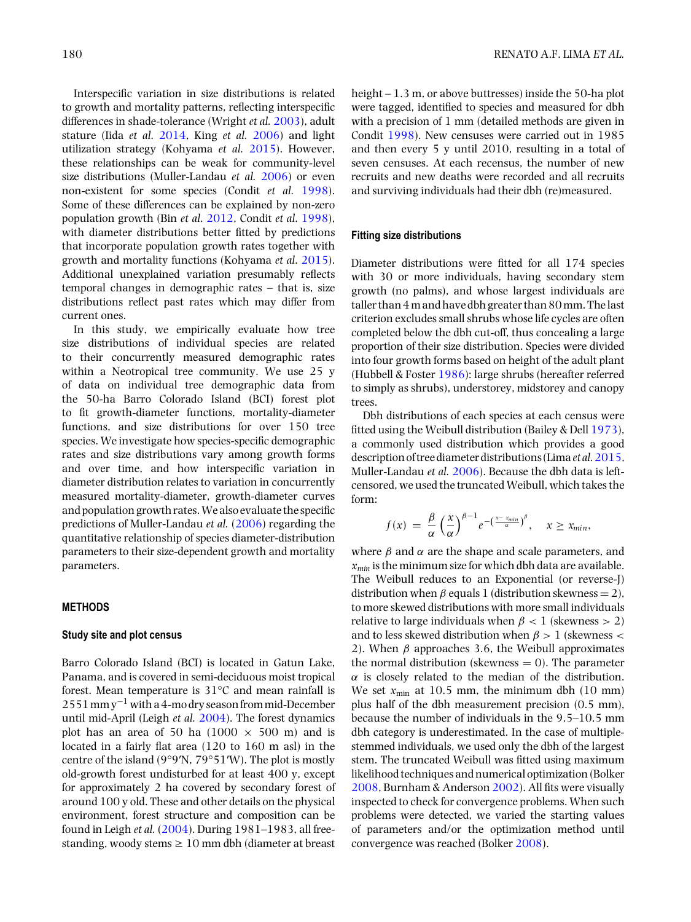Interspecific variation in size distributions is related to growth and mortality patterns, reflecting interspecific differences in shade-tolerance (Wright *et al.* 2003), adult stature (Iida *et al.* 2014, King *et al.* 2006) and light utilization strategy (Kohyama *et al.* 2015). However, these relationships can be weak for community-level size distributions (Muller-Landau *et al.* 2006) or even non-existent for some species (Condit *et al.* 1998). Some of these differences can be explained by non-zero population growth (Bin *et al.* 2012, Condit *et al.* 1998), with diameter distributions better fitted by predictions that incorporate population growth rates together with growth and mortality functions (Kohyama *et al.* 2015). Additional unexplained variation presumably reflects temporal changes in demographic rates – that is, size distributions reflect past rates which may differ from current ones.

In this study, we empirically evaluate how tree size distributions of individual species are related to their concurrently measured demographic rates within a Neotropical tree community. We use 25 y of data on individual tree demographic data from the 50-ha Barro Colorado Island (BCI) forest plot to fit growth-diameter functions, mortality-diameter functions, and size distributions for over 150 tree species. We investigate how species-specific demographic rates and size distributions vary among growth forms and over time, and how interspecific variation in diameter distribution relates to variation in concurrently measured mortality-diameter, growth-diameter curves and population growth rates. We also evaluate the specific predictions of Muller-Landau *et al.* (2006) regarding the quantitative relationship of species diameter-distribution parameters to their size-dependent growth and mortality parameters.

## METHODS

### Study site and plot census

Barro Colorado Island (BCI) is located in Gatun Lake, Panama, and is covered in semi-deciduous moist tropical forest. Mean temperature is 31°C and mean rainfall is 2551 mm y$^{-1}$ with a 4-mo dry season from mid-December until mid-April (Leigh *et al.* 2004). The forest dynamics plot has an area of 50 ha (1000 × 500 m) and is located in a fairly flat area (120 to 160 m asl) in the centre of the island (9°9′N, 79°51′W). The plot is mostly old-growth forest undisturbed for at least 400 y, except for approximately 2 ha covered by secondary forest of around 100 y old. These and other details on the physical environment, forest structure and composition can be found in Leigh *et al.* (2004). During 1981–1983, all free-standing, woody stems ≥ 10 mm dbh (diameter at breast height – 1.3 m, or above buttresses) inside the 50-ha plot were tagged, identified to species and measured for dbh with a precision of 1 mm (detailed methods are given in Condit 1998). New censuses were carried out in 1985 and then every 5 y until 2010, resulting in a total of seven censuses. At each recensus, the number of new recruits and new deaths were recorded and all recruits and surviving individuals had their dbh (re)measured.

### Fitting size distributions

Diameter distributions were fitted for all 174 species with 30 or more individuals, having secondary stem growth (no palms), and whose largest individuals are taller than 4 m and have dbh greater than 80 mm. The last criterion excludes small shrubs whose life cycles are often completed below the dbh cut-off, thus concealing a large proportion of their size distribution. Species were divided into four growth forms based on height of the adult plant (Hubbell & Foster 1986): large shrubs (hereafter referred to simply as shrubs), understorey, midstorey and canopy trees.

Dbh distributions of each species at each census were fitted using the Weibull distribution (Bailey & Dell 1973), a commonly used distribution which provides a good description of tree diameter distributions (Lima *et al.* 2015, Muller-Landau *et al.* 2006). Because the dbh data is left-censored, we used the truncated Weibull, which takes the form:

$$f(x) = \frac{\beta}{\alpha}\left(\frac{x}{\alpha}\right)^{\beta-1} e^{-\left(\frac{x-x_{min}}{\alpha}\right)^{\beta}}, \quad x \geq x_{min},$$

where $\beta$ and $\alpha$ are the shape and scale parameters, and $x_{min}$ is the minimum size for which dbh data are available. The Weibull reduces to an Exponential (or reverse-J) distribution when $\beta$ equals 1 (distribution skewness = 2), to more skewed distributions with more small individuals relative to large individuals when $\beta < 1$ (skewness > 2) and to less skewed distribution when $\beta > 1$ (skewness < 2). When $\beta$ approaches 3.6, the Weibull approximates the normal distribution (skewness = 0). The parameter $\alpha$ is closely related to the median of the distribution. We set $x_{min}$ at 10.5 mm, the minimum dbh (10 mm) plus half of the dbh measurement precision (0.5 mm), because the number of individuals in the 9.5–10.5 mm dbh category is underestimated. In the case of multiple-stemmed individuals, we used only the dbh of the largest stem. The truncated Weibull was fitted using maximum likelihood techniques and numerical optimization (Bolker 2008, Burnham & Anderson 2002). All fits were visually inspected to check for convergence problems. When such problems were detected, we varied the starting values of parameters and/or the optimization method until convergence was reached (Bolker 2008).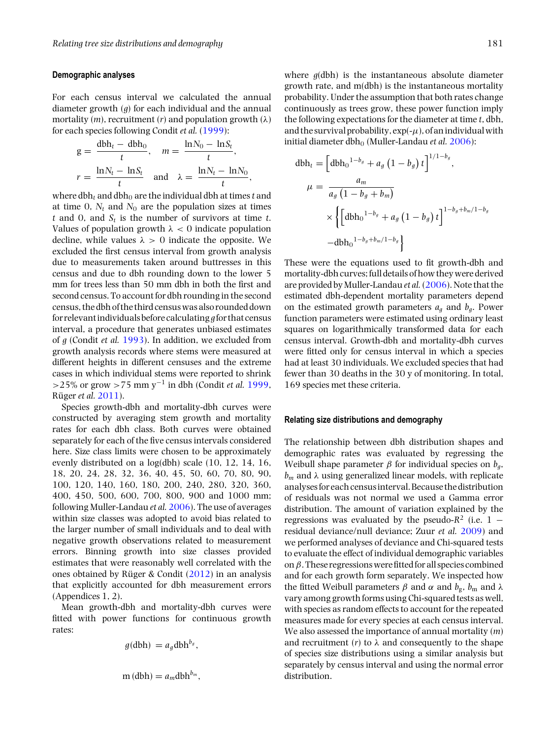### Demographic analyses

For each census interval we calculated the annual diameter growth ($g$) for each individual and the annual mortality ($m$), recruitment ($r$) and population growth ($\lambda$) for each species following Condit *et al.* (1999):

$$g = \frac{\text{dbh}_t - \text{dbh}_0}{t}, \quad m = \frac{\ln N_0 - \ln S_t}{t},$$

$$r = \frac{\ln N_t - \ln S_t}{t} \quad \text{and} \quad \lambda = \frac{\ln N_t - \ln N_0}{t},$$

where $\text{dbh}_t$ and $\text{dbh}_0$ are the individual dbh at times $t$ and at time 0, $N_t$ and $N_0$ are the population sizes at times $t$ and 0, and $S_t$ is the number of survivors at time $t$. Values of population growth $\lambda < 0$ indicate population decline, while values $\lambda > 0$ indicate the opposite. We excluded the first census interval from growth analysis due to measurements taken around buttresses in this census and due to dbh rounding down to the lower 5 mm for trees less than 50 mm dbh in both the first and second census. To account for dbh rounding in the second census, the dbh of the third census was also rounded down for relevant individuals before calculating $g$ for that census interval, a procedure that generates unbiased estimates of $g$ (Condit *et al.* 1993). In addition, we excluded from growth analysis records where stems were measured at different heights in different censuses and the extreme cases in which individual stems were reported to shrink >25% or grow >75 mm $\text{y}^{-1}$ in dbh (Condit *et al.* 1999, Rüger *et al.* 2011).

Species growth-dbh and mortality-dbh curves were constructed by averaging stem growth and mortality rates for each dbh class. Both curves were obtained separately for each of the five census intervals considered here. Size class limits were chosen to be approximately evenly distributed on a log(dbh) scale (10, 12, 14, 16, 18, 20, 24, 28, 32, 36, 40, 45, 50, 60, 70, 80, 90, 100, 120, 140, 160, 180, 200, 240, 280, 320, 360, 400, 450, 500, 600, 700, 800, 900 and 1000 mm; following Muller-Landau *et al.* 2006). The use of averages within size classes was adopted to avoid bias related to the larger number of small individuals and to deal with negative growth observations related to measurement errors. Binning growth into size classes provided estimates that were reasonably well correlated with the ones obtained by Rüger & Condit (2012) in an analysis that explicitly accounted for dbh measurement errors (Appendices 1, 2).

Mean growth-dbh and mortality-dbh curves were fitted with power functions for continuous growth rates:

$$g(\text{dbh}) = a_g \text{dbh}^{b_g},$$

$$\text{m}(\text{dbh}) = a_m \text{dbh}^{b_m},$$

where $g(\text{dbh})$ is the instantaneous absolute diameter growth rate, and m(dbh) is the instantaneous mortality probability. Under the assumption that both rates change continuously as trees grow, these power function imply the following expectations for the diameter at time $t$, dbh, and the survival probability, exp($-\mu$), of an individual with initial diameter $\text{dbh}_0$ (Muller-Landau *et al.* 2006):

$$\text{dbh}_t = \left[\text{dbh}_0{}^{1-b_g} + a_g\left(1-b_g\right)t\right]^{1/1-b_g},$$

$$\mu = \frac{a_m}{a_g\left(1-b_g+b_m\right)} \times \left\{\left[\text{dbh}_0{}^{1-b_g} + a_g\left(1-b_g\right)t\right]^{1-b_g+b_m/1-b_g} - \text{dbh}_0{}^{1-b_g+b_m/1-b_g}\right\}$$

These were the equations used to fit growth-dbh and mortality-dbh curves; full details of how they were derived are provided by Muller-Landau *et al.* (2006). Note that the estimated dbh-dependent mortality parameters depend on the estimated growth parameters $a_g$ and $b_g$. Power function parameters were estimated using ordinary least squares on logarithmically transformed data for each census interval. Growth-dbh and mortality-dbh curves were fitted only for census interval in which a species had at least 30 individuals. We excluded species that had fewer than 30 deaths in the 30 y of monitoring. In total, 169 species met these criteria.

### Relating size distributions and demography

The relationship between dbh distribution shapes and demographic rates was evaluated by regressing the Weibull shape parameter $\beta$ for individual species on $b_g$, $b_m$ and $\lambda$ using generalized linear models, with replicate analyses for each census interval. Because the distribution of residuals was not normal we used a Gamma error distribution. The amount of variation explained by the regressions was evaluated by the pseudo-$R^2$ (i.e. 1 − residual deviance/null deviance; Zuur *et al.* 2009) and we performed analyses of deviance and Chi-squared tests to evaluate the effect of individual demographic variables on $\beta$. These regressions were fitted for all species combined and for each growth form separately. We inspected how the fitted Weibull parameters $\beta$ and $\alpha$ and $b_g$, $b_m$ and $\lambda$ vary among growth forms using Chi-squared tests as well, with species as random effects to account for the repeated measures made for every species at each census interval. We also assessed the importance of annual mortality ($m$) and recruitment ($r$) to $\lambda$ and consequently to the shape of species size distributions using a similar analysis but separately by census interval and using the normal error distribution.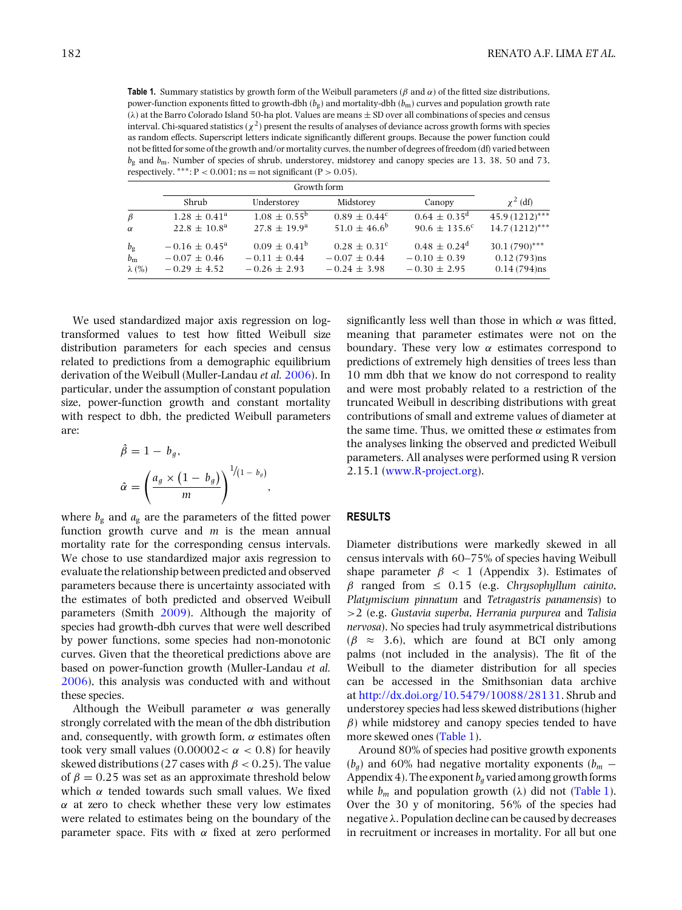**Table 1.** Summary statistics by growth form of the Weibull parameters ($\beta$ and $\alpha$) of the fitted size distributions, power-function exponents fitted to growth-dbh ($b_g$) and mortality-dbh ($b_m$) curves and population growth rate ($\lambda$) at the Barro Colorado Island 50-ha plot. Values are means ± SD over all combinations of species and census interval. Chi-squared statistics ($\chi^2$) present the results of analyses of deviance across growth forms with species as random effects. Superscript letters indicate significantly different groups. Because the power function could not be fitted for some of the growth and/or mortality curves, the number of degrees of freedom (df) varied between $b_g$ and $b_m$. Number of species of shrub, understorey, midstorey and canopy species are 13, 38, 50 and 73, respectively. ***: P < 0.001; ns = not significant (P > 0.05).

| | Growth form | | | | |
|---|---|---|---|---|---|
| | Shrub | Understorey | Midstorey | Canopy | $\chi^2$ (df) |
| $\beta$ | 1.28 ± 0.41[a] | 1.08 ± 0.55[b] | 0.89 ± 0.44[c] | 0.64 ± 0.35[d] | 45.9 (1212)*** |
| $\alpha$ | 22.8 ± 10.8[a] | 27.8 ± 19.9[a] | 51.0 ± 46.6[b] | 90.6 ± 135.6[c] | 14.7 (1212)*** |
| $b_g$ | −0.16 ± 0.45[a] | 0.09 ± 0.41[b] | 0.28 ± 0.31[c] | 0.48 ± 0.24[d] | 30.1 (790)*** |
| $b_m$ | −0.07 ± 0.46 | −0.11 ± 0.44 | −0.07 ± 0.44 | −0.10 ± 0.39 | 0.12 (793)ns |
| $\lambda$ (%) | −0.29 ± 4.52 | −0.26 ± 2.93 | −0.24 ± 3.98 | −0.30 ± 2.95 | 0.14 (794)ns |

We used standardized major axis regression on log-transformed values to test how fitted Weibull size distribution parameters for each species and census related to predictions from a demographic equilibrium derivation of the Weibull (Muller-Landau *et al.* 2006). In particular, under the assumption of constant population size, power-function growth and constant mortality with respect to dbh, the predicted Weibull parameters are:

$$\hat{\beta} = 1 - b_g,$$

$$\hat{\alpha} = \left( \frac{a_g \times (1 - b_g)}{m} \right)^{1/(1 - b_g)},$$

where $b_g$ and $a_g$ are the parameters of the fitted power function growth curve and $m$ is the mean annual mortality rate for the corresponding census intervals. We chose to use standardized major axis regression to evaluate the relationship between predicted and observed parameters because there is uncertainty associated with the estimates of both predicted and observed Weibull parameters (Smith 2009). Although the majority of species had growth-dbh curves that were well described by power functions, some species had non-monotonic curves. Given that the theoretical predictions above are based on power-function growth (Muller-Landau *et al.* 2006), this analysis was conducted with and without these species.

Although the Weibull parameter $\alpha$ was generally strongly correlated with the mean of the dbh distribution and, consequently, with growth form, $\alpha$ estimates often took very small values ($0.00002 < \alpha < 0.8$) for heavily skewed distributions (27 cases with $\beta < 0.25$). The value of $\beta = 0.25$ was set as an approximate threshold below which $\alpha$ tended towards such small values. We fixed $\alpha$ at zero to check whether these very low estimates were related to estimates being on the boundary of the parameter space. Fits with $\alpha$ fixed at zero performed significantly less well than those in which $\alpha$ was fitted, meaning that parameter estimates were not on the boundary. These very low $\alpha$ estimates correspond to predictions of extremely high densities of trees less than 10 mm dbh that we know do not correspond to reality and were most probably related to a restriction of the truncated Weibull in describing distributions with great contributions of small and extreme values of diameter at the same time. Thus, we omitted these $\alpha$ estimates from the analyses linking the observed and predicted Weibull parameters. All analyses were performed using R version 2.15.1 (www.R-project.org).

## RESULTS

Diameter distributions were markedly skewed in all census intervals with 60–75% of species having Weibull shape parameter $\beta < 1$ (Appendix 3). Estimates of $\beta$ ranged from ≤ 0.15 (e.g. *Chrysophyllum cainito*, *Platymiscium pinnatum* and *Tetragastris panamensis*) to >2 (e.g. *Gustavia superba*, *Herrania purpurea* and *Talisia nervosa*). No species had truly asymmetrical distributions ($\beta \approx 3.6$), which are found at BCI only among palms (not included in the analysis). The fit of the Weibull to the diameter distribution for all species can be accessed in the Smithsonian data archive at http://dx.doi.org/10.5479/10088/28131. Shrub and understorey species had less skewed distributions (higher $\beta$) while midstorey and canopy species tended to have more skewed ones (Table 1).

Around 80% of species had positive growth exponents ($b_g$) and 60% had negative mortality exponents ($b_m$ − Appendix 4). The exponent $b_g$ varied among growth forms while $b_m$ and population growth ($\lambda$) did not (Table 1). Over the 30 y of monitoring, 56% of the species had negative $\lambda$. Population decline can be caused by decreases in recruitment or increases in mortality. For all but one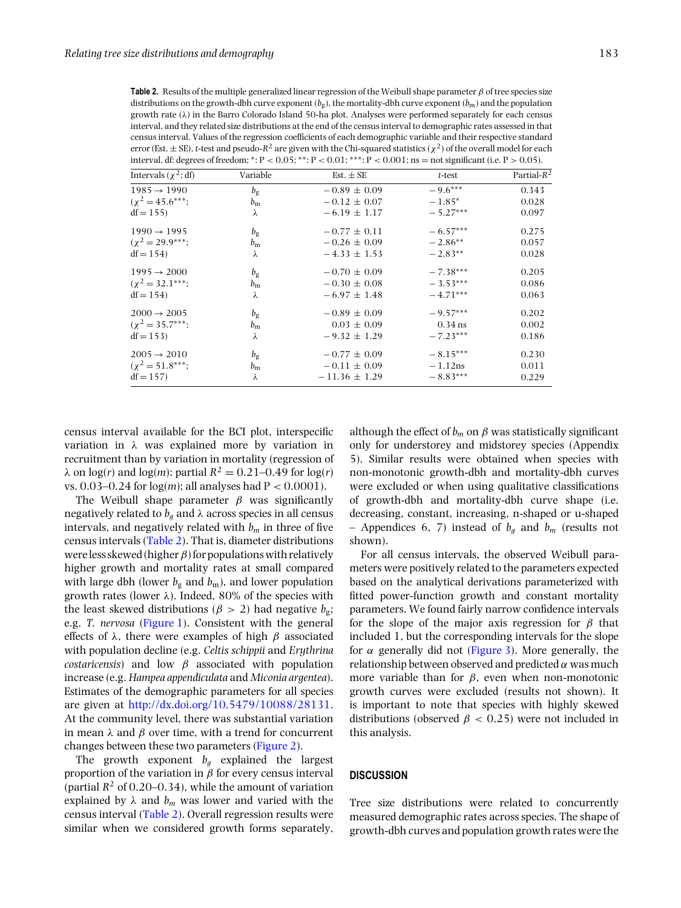**Table 2.** Results of the multiple generalized linear regression of the Weibull shape parameter $\beta$ of tree species size distributions on the growth-dbh curve exponent ($b_g$), the mortality-dbh curve exponent ($b_m$) and the population growth rate ($\lambda$) in the Barro Colorado Island 50-ha plot. Analyses were performed separately for each census interval, and they related size distributions at the end of the census interval to demographic rates assessed in that census interval. Values of the regression coefficients of each demographic variable and their respective standard error (Est. ± SE), *t*-test and pseudo-$R^2$ are given with the Chi-squared statistics ($\chi^2$) of the overall model for each interval. df: degrees of freedom; *: P < 0.05; **: P < 0.01; ***: P < 0.001; ns = not significant (i.e. P > 0.05).

| Intervals ($\chi^2$; df) | Variable | Est. ± SE | *t*-test | Partial-$R^2$ |
|---|---|---|---|---|
| 1985 → 1990 | $b_g$ | − 0.89 ± 0.09 | − 9.6*** | 0.343 |
| ($\chi^2$ = 45.6***; | $b_m$ | − 0.12 ± 0.07 | − 1.85* | 0.028 |
| df = 155) | λ | − 6.19 ± 1.17 | − 5.27*** | 0.097 |
| 1990 → 1995 | $b_g$ | − 0.77 ± 0.11 | − 6.57*** | 0.275 |
| ($\chi^2$ = 29.9***; | $b_m$ | − 0.26 ± 0.09 | − 2.86** | 0.057 |
| df = 154) | λ | − 4.33 ± 1.53 | − 2.83** | 0.028 |
| 1995 → 2000 | $b_g$ | − 0.70 ± 0.09 | − 7.38*** | 0.205 |
| ($\chi^2$ = 32.1***; | $b_m$ | − 0.30 ± 0.08 | − 3.53*** | 0.086 |
| df = 154) | λ | − 6.97 ± 1.48 | − 4.71*** | 0.063 |
| 2000 → 2005 | $b_g$ | − 0.89 ± 0.09 | − 9.57*** | 0.202 |
| ($\chi^2$ = 35.7***; | $b_m$ | 0.03 ± 0.09 | 0.34 ns | 0.002 |
| df = 153) | λ | − 9.32 ± 1.29 | − 7.23*** | 0.186 |
| 2005 → 2010 | $b_g$ | − 0.77 ± 0.09 | − 8.15*** | 0.230 |
| ($\chi^2$ = 51.8***; | $b_m$ | − 0.11 ± 0.09 | − 1.12ns | 0.011 |
| df = 157) | λ | − 11.36 ± 1.29 | − 8.83*** | 0.229 |

census interval available for the BCI plot, interspecific variation in λ was explained more by variation in recruitment than by variation in mortality (regression of λ on log(*r*) and log(*m*): partial $R^2 = 0.21$–0.49 for log(*r*) vs. 0.03–0.24 for log(*m*); all analyses had P < 0.0001).

The Weibull shape parameter $\beta$ was significantly negatively related to $b_g$ and λ across species in all census intervals, and negatively related with $b_m$ in three of five census intervals (Table 2). That is, diameter distributions were less skewed (higher $\beta$) for populations with relatively higher growth and mortality rates at small compared with large dbh (lower $b_g$ and $b_m$), and lower population growth rates (lower λ). Indeed, 80% of the species with the least skewed distributions ($\beta > 2$) had negative $b_g$; e.g. *T. nervosa* (Figure 1). Consistent with the general effects of λ, there were examples of high $\beta$ associated with population decline (e.g. *Celtis schippii* and *Erythrina costaricensis*) and low $\beta$ associated with population increase (e.g. *Hampea appendiculata* and *Miconia argentea*). Estimates of the demographic parameters for all species are given at http://dx.doi.org/10.5479/10088/28131. At the community level, there was substantial variation in mean λ and $\beta$ over time, with a trend for concurrent changes between these two parameters (Figure 2).

The growth exponent $b_g$ explained the largest proportion of the variation in $\beta$ for every census interval (partial $R^2$ of 0.20–0.34), while the amount of variation explained by λ and $b_m$ was lower and varied with the census interval (Table 2). Overall regression results were similar when we considered growth forms separately, although the effect of $b_m$ on $\beta$ was statistically significant only for understorey and midstorey species (Appendix 5). Similar results were obtained when species with non-monotonic growth-dbh and mortality-dbh curves were excluded or when using qualitative classifications of growth-dbh and mortality-dbh curve shape (i.e. decreasing, constant, increasing, n-shaped or u-shaped – Appendices 6, 7) instead of $b_g$ and $b_m$ (results not shown).

For all census intervals, the observed Weibull parameters were positively related to the parameters expected based on the analytical derivations parameterized with fitted power-function growth and constant mortality parameters. We found fairly narrow confidence intervals for the slope of the major axis regression for $\beta$ that included 1, but the corresponding intervals for the slope for $\alpha$ generally did not (Figure 3). More generally, the relationship between observed and predicted $\alpha$ was much more variable than for $\beta$, even when non-monotonic growth curves were excluded (results not shown). It is important to note that species with highly skewed distributions (observed $\beta < 0.25$) were not included in this analysis.

## DISCUSSION

Tree size distributions were related to concurrently measured demographic rates across species. The shape of growth-dbh curves and population growth rates were the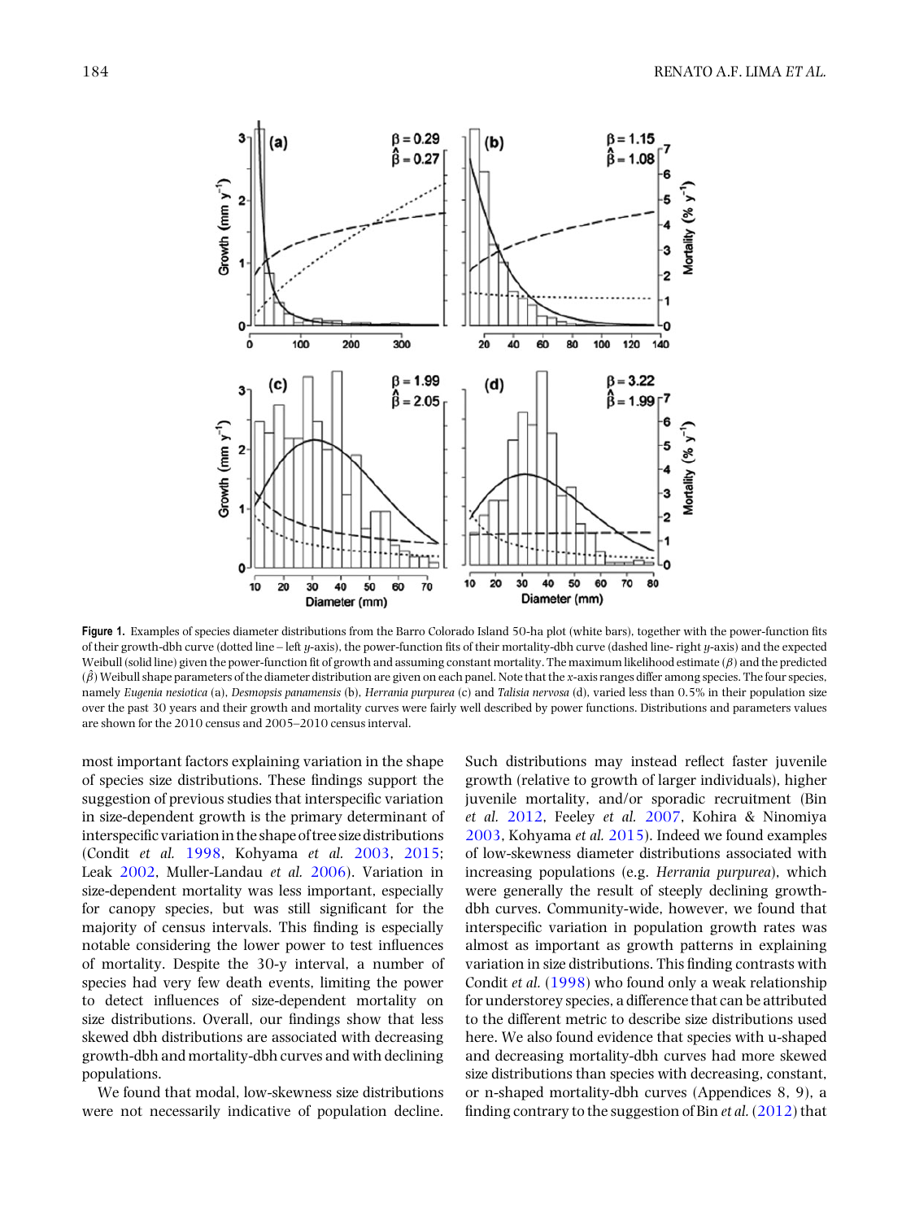(a)
β = 0.29
$\hat{\beta}$ = 0.27
Growth (mm y⁻¹)
0 1 2 3
0 100 200 300

(b)
β = 1.15
$\hat{\beta}$ = 1.08
Mortality (% y⁻¹)
0 1 2 3 4 5 6 7
20 40 60 80 100 120 140

(c)
β = 1.99
$\hat{\beta}$ = 2.05
Growth (mm y⁻¹)
0 1 2 3
10 20 30 40 50 60 70
Diameter (mm)

(d)
β = 3.22
$\hat{\beta}$ = 1.99
Mortality (% y⁻¹)
0 1 2 3 4 5 6 7
10 20 30 40 50 60 70 80
Diameter (mm)

**Figure 1.** Examples of species diameter distributions from the Barro Colorado Island 50-ha plot (white bars), together with the power-function fits of their growth-dbh curve (dotted line – left *y*-axis), the power-function fits of their mortality-dbh curve (dashed line- right *y*-axis) and the expected Weibull (solid line) given the power-function fit of growth and assuming constant mortality. The maximum likelihood estimate ($\beta$) and the predicted ($\hat{\beta}$) Weibull shape parameters of the diameter distribution are given on each panel. Note that the *x*-axis ranges differ among species. The four species, namely *Eugenia nesiotica* (a), *Desmopsis panamensis* (b), *Herrania purpurea* (c) and *Talisia nervosa* (d), varied less than 0.5% in their population size over the past 30 years and their growth and mortality curves were fairly well described by power functions. Distributions and parameters values are shown for the 2010 census and 2005–2010 census interval.

most important factors explaining variation in the shape of species size distributions. These findings support the suggestion of previous studies that interspecific variation in size-dependent growth is the primary determinant of interspecific variation in the shape of tree size distributions (Condit *et al.* 1998, Kohyama *et al.* 2003, 2015; Leak 2002, Muller-Landau *et al.* 2006). Variation in size-dependent mortality was less important, especially for canopy species, but was still significant for the majority of census intervals. This finding is especially notable considering the lower power to test influences of mortality. Despite the 30-y interval, a number of species had very few death events, limiting the power to detect influences of size-dependent mortality on size distributions. Overall, our findings show that less skewed dbh distributions are associated with decreasing growth-dbh and mortality-dbh curves and with declining populations.

We found that modal, low-skewness size distributions were not necessarily indicative of population decline. Such distributions may instead reflect faster juvenile growth (relative to growth of larger individuals), higher juvenile mortality, and/or sporadic recruitment (Bin *et al.* 2012, Feeley *et al.* 2007, Kohira & Ninomiya 2003, Kohyama *et al.* 2015). Indeed we found examples of low-skewness diameter distributions associated with increasing populations (e.g. *Herrania purpurea*), which were generally the result of steeply declining growth-dbh curves. Community-wide, however, we found that interspecific variation in population growth rates was almost as important as growth patterns in explaining variation in size distributions. This finding contrasts with Condit *et al.* (1998) who found only a weak relationship for understorey species, a difference that can be attributed to the different metric to describe size distributions used here. We also found evidence that species with u-shaped and decreasing mortality-dbh curves had more skewed size distributions than species with decreasing, constant, or n-shaped mortality-dbh curves (Appendices 8, 9), a finding contrary to the suggestion of Bin *et al.* (2012) that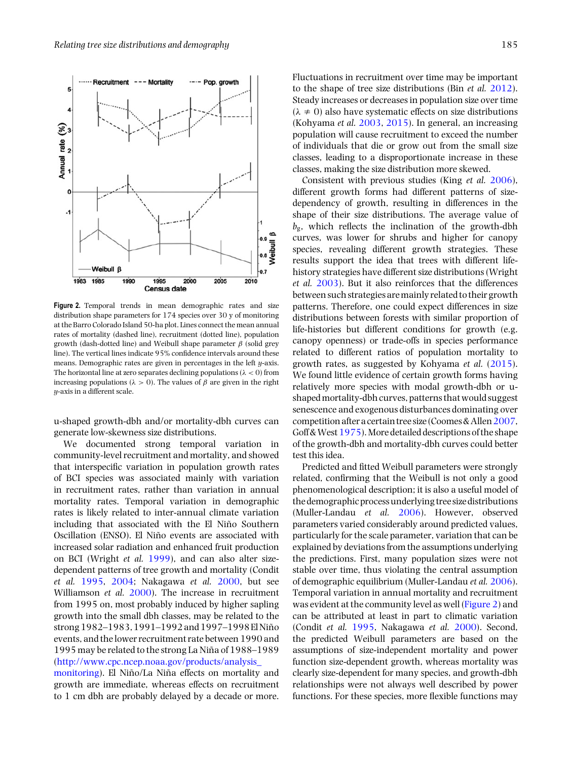Recruitment
Mortality
Pop. growth
Annual rate (%)
5
4
3
2
1
0
-1
Weibull β
1
0.9
0.8
0.7
1983 1985 1990 1995 2000 2005 2010
Census date

**Figure 2.** Temporal trends in mean demographic rates and size distribution shape parameters for 174 species over 30 y of monitoring at the Barro Colorado Island 50-ha plot. Lines connect the mean annual rates of mortality (dashed line), recruitment (dotted line), population growth (dash-dotted line) and Weibull shape parameter $\beta$ (solid grey line). The vertical lines indicate 95% confidence intervals around these means. Demographic rates are given in percentages in the left $y$-axis. The horizontal line at zero separates declining populations ($\lambda < 0$) from increasing populations ($\lambda > 0$). The values of $\beta$ are given in the right $y$-axis in a different scale.

u-shaped growth-dbh and/or mortality-dbh curves can generate low-skewness size distributions.

We documented strong temporal variation in community-level recruitment and mortality, and showed that interspecific variation in population growth rates of BCI species was associated mainly with variation in recruitment rates, rather than variation in annual mortality rates. Temporal variation in demographic rates is likely related to inter-annual climate variation including that associated with the El Niño Southern Oscillation (ENSO). El Niño events are associated with increased solar radiation and enhanced fruit production on BCI (Wright *et al.* 1999), and can also alter size-dependent patterns of tree growth and mortality (Condit *et al.* 1995, 2004; Nakagawa *et al.* 2000, but see Williamson *et al.* 2000). The increase in recruitment from 1995 on, most probably induced by higher sapling growth into the small dbh classes, may be related to the strong 1982–1983, 1991–1992 and 1997–1998 El Niño events, and the lower recruitment rate between 1990 and 1995 may be related to the strong La Niña of 1988–1989 (http://www.cpc.ncep.noaa.gov/products/analysis_monitoring). El Niño/La Niña effects on mortality and growth are immediate, whereas effects on recruitment to 1 cm dbh are probably delayed by a decade or more. Fluctuations in recruitment over time may be important to the shape of tree size distributions (Bin *et al.* 2012). Steady increases or decreases in population size over time ($\lambda \neq 0$) also have systematic effects on size distributions (Kohyama *et al.* 2003, 2015). In general, an increasing population will cause recruitment to exceed the number of individuals that die or grow out from the small size classes, leading to a disproportionate increase in these classes, making the size distribution more skewed.

Consistent with previous studies (King *et al.* 2006), different growth forms had different patterns of size-dependency of growth, resulting in differences in the shape of their size distributions. The average value of $b_g$, which reflects the inclination of the growth-dbh curves, was lower for shrubs and higher for canopy species, revealing different growth strategies. These results support the idea that trees with different life-history strategies have different size distributions (Wright *et al.* 2003). But it also reinforces that the differences between such strategies are mainly related to their growth patterns. Therefore, one could expect differences in size distributions between forests with similar proportion of life-histories but different conditions for growth (e.g. canopy openness) or trade-offs in species performance related to different ratios of population mortality to growth rates, as suggested by Kohyama *et al.* (2015). We found little evidence of certain growth forms having relatively more species with modal growth-dbh or u-shaped mortality-dbh curves, patterns that would suggest senescence and exogenous disturbances dominating over competition after a certain tree size (Coomes & Allen 2007, Goff & West 1975). More detailed descriptions of the shape of the growth-dbh and mortality-dbh curves could better test this idea.

Predicted and fitted Weibull parameters were strongly related, confirming that the Weibull is not only a good phenomenological description; it is also a useful model of the demographic process underlying tree size distributions (Muller-Landau *et al.* 2006). However, observed parameters varied considerably around predicted values, particularly for the scale parameter, variation that can be explained by deviations from the assumptions underlying the predictions. First, many population sizes were not stable over time, thus violating the central assumption of demographic equilibrium (Muller-Landau *et al.* 2006). Temporal variation in annual mortality and recruitment was evident at the community level as well (Figure 2) and can be attributed at least in part to climatic variation (Condit *et al.* 1995, Nakagawa *et al.* 2000). Second, the predicted Weibull parameters are based on the assumptions of size-independent mortality and power function size-dependent growth, whereas mortality was clearly size-dependent for many species, and growth-dbh relationships were not always well described by power functions. For these species, more flexible functions may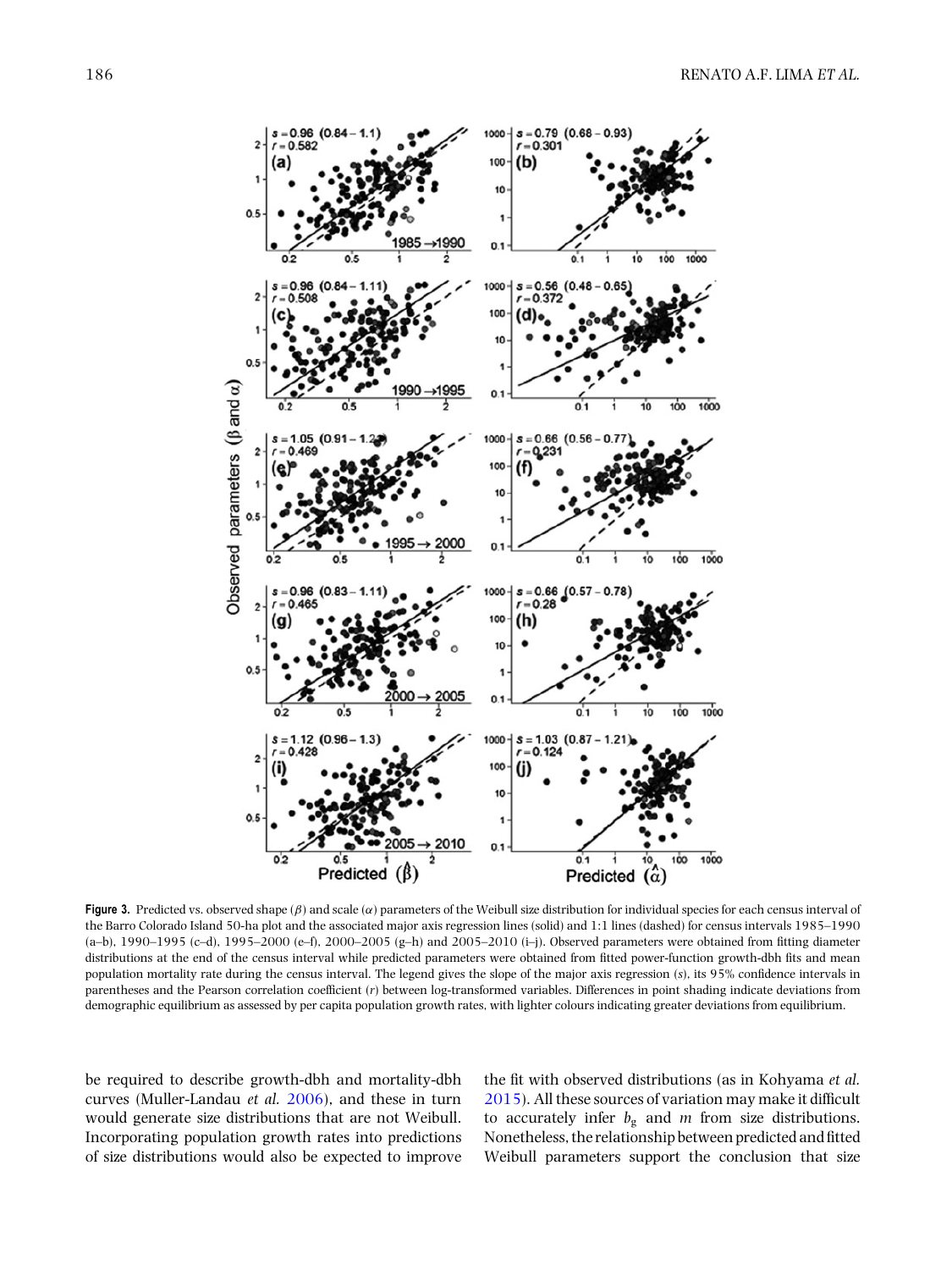s = 0.96 (0.84 – 1.1)
r = 0.582
(a)
1985 → 1990

s = 0.79 (0.68 – 0.93)
r = 0.301
(b)

s = 0.96 (0.84 – 1.11)
r = 0.508
(c)
1990 → 1995

s = 0.56 (0.48 – 0.65)
r = 0.372
(d)

s = 1.05 (0.91 – 1.2)
r = 0.469
(e)
1995 → 2000

s = 0.66 (0.56 – 0.77)
r = 0.231
(f)

s = 0.96 (0.83 – 1.11)
r = 0.465
(g)
2000 → 2005

s = 0.66 (0.57 – 0.78)
r = 0.28
(h)

s = 1.12 (0.96 – 1.3)
r = 0.428
(i)
2005 → 2010

s = 1.03 (0.87 – 1.21)
r = 0.124
(j)

Observed parameters (β and α)

Predicted (β̂)

Predicted (α̂)

**Figure 3.** Predicted vs. observed shape ($\beta$) and scale ($\alpha$) parameters of the Weibull size distribution for individual species for each census interval of the Barro Colorado Island 50-ha plot and the associated major axis regression lines (solid) and 1:1 lines (dashed) for census intervals 1985–1990 (a–b), 1990–1995 (c–d), 1995–2000 (e–f), 2000–2005 (g–h) and 2005–2010 (i–j). Observed parameters were obtained from fitting diameter distributions at the end of the census interval while predicted parameters were obtained from fitted power-function growth-dbh fits and mean population mortality rate during the census interval. The legend gives the slope of the major axis regression ($s$), its 95% confidence intervals in parentheses and the Pearson correlation coefficient ($r$) between log-transformed variables. Differences in point shading indicate deviations from demographic equilibrium as assessed by per capita population growth rates, with lighter colours indicating greater deviations from equilibrium.

be required to describe growth-dbh and mortality-dbh curves (Muller-Landau *et al.* 2006), and these in turn would generate size distributions that are not Weibull. Incorporating population growth rates into predictions of size distributions would also be expected to improve the fit with observed distributions (as in Kohyama *et al.* 2015). All these sources of variation may make it difficult to accurately infer $b_g$ and $m$ from size distributions. Nonetheless, the relationship between predicted and fitted Weibull parameters support the conclusion that size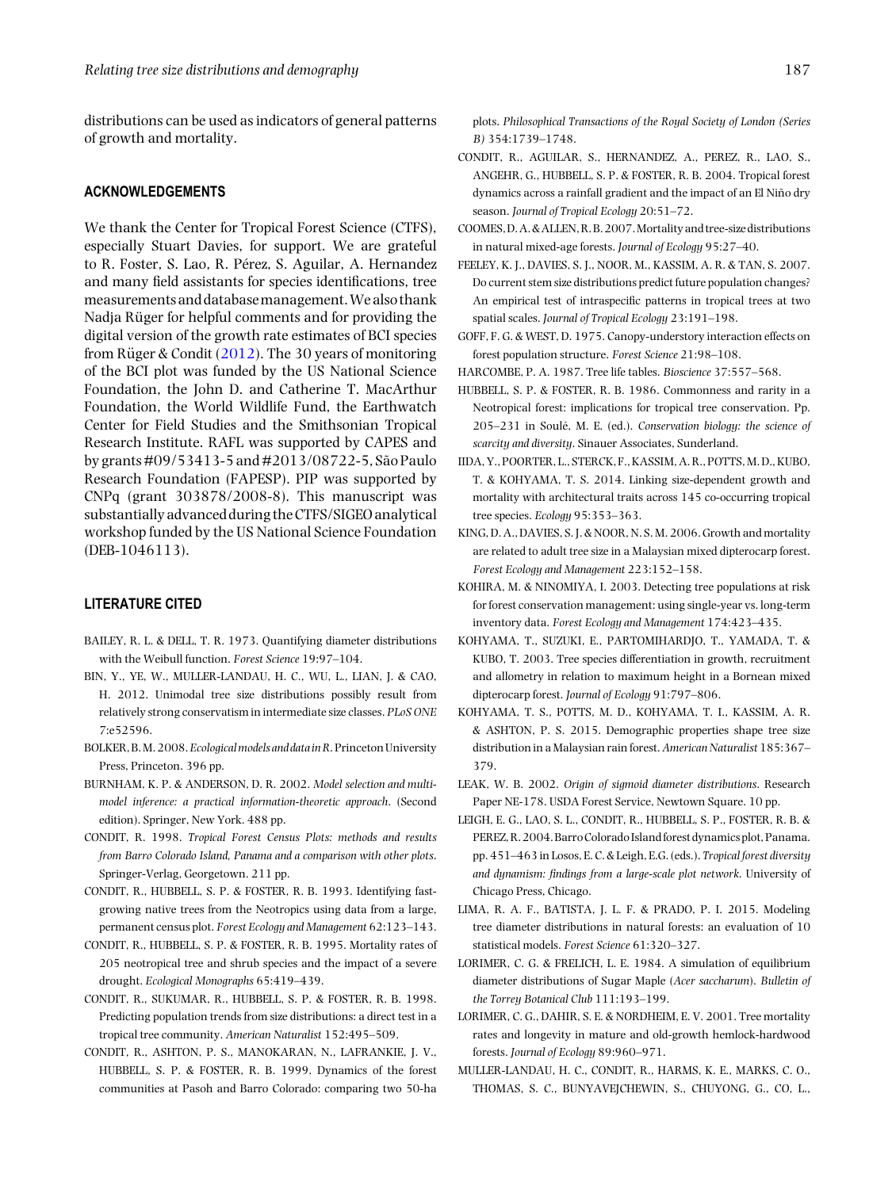distributions can be used as indicators of general patterns of growth and mortality.

## ACKNOWLEDGEMENTS

We thank the Center for Tropical Forest Science (CTFS), especially Stuart Davies, for support. We are grateful to R. Foster, S. Lao, R. Pérez, S. Aguilar, A. Hernandez and many field assistants for species identifications, tree measurements and database management. We also thank Nadja Rüger for helpful comments and for providing the digital version of the growth rate estimates of BCI species from Rüger & Condit (2012). The 30 years of monitoring of the BCI plot was funded by the US National Science Foundation, the John D. and Catherine T. MacArthur Foundation, the World Wildlife Fund, the Earthwatch Center for Field Studies and the Smithsonian Tropical Research Institute. RAFL was supported by CAPES and by grants #09/53413-5 and #2013/08722-5, São Paulo Research Foundation (FAPESP). PIP was supported by CNPq (grant 303878/2008-8). This manuscript was substantially advanced during the CTFS/SIGEO analytical workshop funded by the US National Science Foundation (DEB-1046113).

## LITERATURE CITED

BAILEY, R. L. & DELL, T. R. 1973. Quantifying diameter distributions with the Weibull function. *Forest Science* 19:97–104.

BIN, Y., YE, W., MULLER-LANDAU, H. C., WU, L., LIAN, J. & CAO, H. 2012. Unimodal tree size distributions possibly result from relatively strong conservatism in intermediate size classes. *PLoS ONE* 7:e52596.

BOLKER, B. M. 2008. *Ecological models and data in R*. Princeton University Press, Princeton. 396 pp.

BURNHAM, K. P. & ANDERSON, D. R. 2002. *Model selection and multimodel inference: a practical information-theoretic approach*. (Second edition). Springer, New York. 488 pp.

CONDIT, R. 1998. *Tropical Forest Census Plots: methods and results from Barro Colorado Island, Panama and a comparison with other plots*. Springer-Verlag, Georgetown. 211 pp.

CONDIT, R., HUBBELL, S. P. & FOSTER, R. B. 1993. Identifying fast-growing native trees from the Neotropics using data from a large, permanent census plot. *Forest Ecology and Management* 62:123–143.

CONDIT, R., HUBBELL, S. P. & FOSTER, R. B. 1995. Mortality rates of 205 neotropical tree and shrub species and the impact of a severe drought. *Ecological Monographs* 65:419–439.

CONDIT, R., SUKUMAR, R., HUBBELL, S. P. & FOSTER, R. B. 1998. Predicting population trends from size distributions: a direct test in a tropical tree community. *American Naturalist* 152:495–509.

CONDIT, R., ASHTON, P. S., MANOKARAN, N., LAFRANKIE, J. V., HUBBELL, S. P. & FOSTER, R. B. 1999. Dynamics of the forest communities at Pasoh and Barro Colorado: comparing two 50-ha plots. *Philosophical Transactions of the Royal Society of London (Series B)* 354:1739–1748.

CONDIT, R., AGUILAR, S., HERNANDEZ, A., PEREZ, R., LAO, S., ANGEHR, G., HUBBELL, S. P. & FOSTER, R. B. 2004. Tropical forest dynamics across a rainfall gradient and the impact of an El Niño dry season. *Journal of Tropical Ecology* 20:51–72.

COOMES, D. A. & ALLEN, R. B. 2007. Mortality and tree-size distributions in natural mixed-age forests. *Journal of Ecology* 95:27–40.

FEELEY, K. J., DAVIES, S. J., NOOR, M., KASSIM, A. R. & TAN, S. 2007. Do current stem size distributions predict future population changes? An empirical test of intraspecific patterns in tropical trees at two spatial scales. *Journal of Tropical Ecology* 23:191–198.

GOFF, F. G. & WEST, D. 1975. Canopy-understory interaction effects on forest population structure. *Forest Science* 21:98–108.

HARCOMBE, P. A. 1987. Tree life tables. *Bioscience* 37:557–568.

HUBBELL, S. P. & FOSTER, R. B. 1986. Commonness and rarity in a Neotropical forest: implications for tropical tree conservation. Pp. 205–231 in Soulé, M. E. (ed.). *Conservation biology: the science of scarcity and diversity*. Sinauer Associates, Sunderland.

IIDA, Y., POORTER, L., STERCK, F., KASSIM, A. R., POTTS, M. D., KUBO, T. & KOHYAMA, T. S. 2014. Linking size-dependent growth and mortality with architectural traits across 145 co-occurring tropical tree species. *Ecology* 95:353–363.

KING, D. A., DAVIES, S. J. & NOOR, N. S. M. 2006. Growth and mortality are related to adult tree size in a Malaysian mixed dipterocarp forest. *Forest Ecology and Management* 223:152–158.

KOHIRA, M. & NINOMIYA, I. 2003. Detecting tree populations at risk for forest conservation management: using single-year vs. long-term inventory data. *Forest Ecology and Management* 174:423–435.

KOHYAMA, T., SUZUKI, E., PARTOMIHARDJO, T., YAMADA, T. & KUBO, T. 2003. Tree species differentiation in growth, recruitment and allometry in relation to maximum height in a Bornean mixed dipterocarp forest. *Journal of Ecology* 91:797–806.

KOHYAMA, T. S., POTTS, M. D., KOHYAMA, T. I., KASSIM, A. R. & ASHTON, P. S. 2015. Demographic properties shape tree size distribution in a Malaysian rain forest. *American Naturalist* 185:367–379.

LEAK, W. B. 2002. *Origin of sigmoid diameter distributions*. Research Paper NE-178. USDA Forest Service, Newtown Square. 10 pp.

LEIGH, E. G., LAO, S. L., CONDIT, R., HUBBELL, S. P., FOSTER, R. B. & PEREZ, R. 2004. Barro Colorado Island forest dynamics plot, Panama. pp. 451–463 in Losos, E. C. & Leigh, E.G. (eds.). *Tropical forest diversity and dynamism: findings from a large-scale plot network*. University of Chicago Press, Chicago.

LIMA, R. A. F., BATISTA, J. L. F. & PRADO, P. I. 2015. Modeling tree diameter distributions in natural forests: an evaluation of 10 statistical models. *Forest Science* 61:320–327.

LORIMER, C. G. & FRELICH, L. E. 1984. A simulation of equilibrium diameter distributions of Sugar Maple (*Acer saccharum*). *Bulletin of the Torrey Botanical Club* 111:193–199.

LORIMER, C. G., DAHIR, S. E. & NORDHEIM, E. V. 2001. Tree mortality rates and longevity in mature and old-growth hemlock-hardwood forests. *Journal of Ecology* 89:960–971.

MULLER-LANDAU, H. C., CONDIT, R., HARMS, K. E., MARKS, C. O., THOMAS, S. C., BUNYAVEJCHEWIN, S., CHUYONG, G., CO, L.,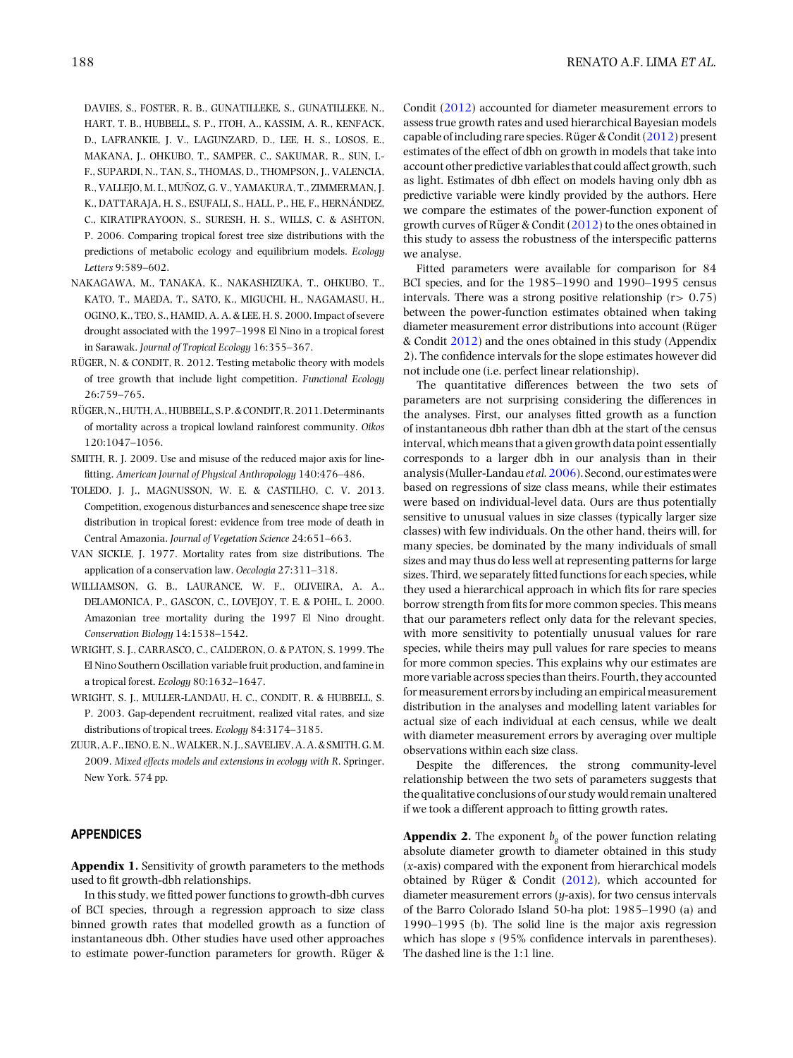DAVIES, S., FOSTER, R. B., GUNATILLEKE, S., GUNATILLEKE, N., HART, T. B., HUBBELL, S. P., ITOH, A., KASSIM, A. R., KENFACK, D., LAFRANKIE, J. V., LAGUNZARD, D., LEE, H. S., LOSOS, E., MAKANA, J., OHKUBO, T., SAMPER, C., SAKUMAR, R., SUN, I.-F., SUPARDI, N., TAN, S., THOMAS, D., THOMPSON, J., VALENCIA, R., VALLEJO, M. I., MUÑOZ, G. V., YAMAKURA, T., ZIMMERMAN, J. K., DATTARAJA, H. S., ESUFALI, S., HALL, P., HE, F., HERNÁNDEZ, C., KIRATIPRAYOON, S., SURESH, H. S., WILLS, C. & ASHTON, P. 2006. Comparing tropical forest tree size distributions with the predictions of metabolic ecology and equilibrium models. *Ecology Letters* 9:589–602.

NAKAGAWA, M., TANAKA, K., NAKASHIZUKA, T., OHKUBO, T., KATO, T., MAEDA, T., SATO, K., MIGUCHI, H., NAGAMASU, H., OGINO, K., TEO, S., HAMID, A. A. & LEE, H. S. 2000. Impact of severe drought associated with the 1997–1998 El Nino in a tropical forest in Sarawak. *Journal of Tropical Ecology* 16:355–367.

RÜGER, N. & CONDIT, R. 2012. Testing metabolic theory with models of tree growth that include light competition. *Functional Ecology* 26:759–765.

RÜGER, N., HUTH, A., HUBBELL, S. P. & CONDIT, R. 2011. Determinants of mortality across a tropical lowland rainforest community. *Oikos* 120:1047–1056.

SMITH, R. J. 2009. Use and misuse of the reduced major axis for line-fitting. *American Journal of Physical Anthropology* 140:476–486.

TOLEDO, J. J., MAGNUSSON, W. E. & CASTILHO, C. V. 2013. Competition, exogenous disturbances and senescence shape tree size distribution in tropical forest: evidence from tree mode of death in Central Amazonia. *Journal of Vegetation Science* 24:651–663.

VAN SICKLE, J. 1977. Mortality rates from size distributions. The application of a conservation law. *Oecologia* 27:311–318.

WILLIAMSON, G. B., LAURANCE, W. F., OLIVEIRA, A. A., DELAMONICA, P., GASCON, C., LOVEJOY, T. E. & POHL, L. 2000. Amazonian tree mortality during the 1997 El Nino drought. *Conservation Biology* 14:1538–1542.

WRIGHT, S. J., CARRASCO, C., CALDERON, O. & PATON, S. 1999. The El Nino Southern Oscillation variable fruit production, and famine in a tropical forest. *Ecology* 80:1632–1647.

WRIGHT, S. J., MULLER-LANDAU, H. C., CONDIT, R. & HUBBELL, S. P. 2003. Gap-dependent recruitment, realized vital rates, and size distributions of tropical trees. *Ecology* 84:3174–3185.

ZUUR, A. F., IENO, E. N., WALKER, N. J., SAVELIEV, A. A. & SMITH, G. M. 2009. *Mixed effects models and extensions in ecology with R.* Springer, New York. 574 pp.

## APPENDICES

**Appendix 1.** Sensitivity of growth parameters to the methods used to fit growth-dbh relationships.

In this study, we fitted power functions to growth-dbh curves of BCI species, through a regression approach to size class binned growth rates that modelled growth as a function of instantaneous dbh. Other studies have used other approaches to estimate power-function parameters for growth. Rüger & Condit (2012) accounted for diameter measurement errors to assess true growth rates and used hierarchical Bayesian models capable of including rare species. Rüger & Condit (2012) present estimates of the effect of dbh on growth in models that take into account other predictive variables that could affect growth, such as light. Estimates of dbh effect on models having only dbh as predictive variable were kindly provided by the authors. Here we compare the estimates of the power-function exponent of growth curves of Rüger & Condit (2012) to the ones obtained in this study to assess the robustness of the interspecific patterns we analyse.

Fitted parameters were available for comparison for 84 BCI species, and for the 1985–1990 and 1990–1995 census intervals. There was a strong positive relationship ($r > 0.75$) between the power-function estimates obtained when taking diameter measurement error distributions into account (Rüger & Condit 2012) and the ones obtained in this study (Appendix 2). The confidence intervals for the slope estimates however did not include one (i.e. perfect linear relationship).

The quantitative differences between the two sets of parameters are not surprising considering the differences in the analyses. First, our analyses fitted growth as a function of instantaneous dbh rather than dbh at the start of the census interval, which means that a given growth data point essentially corresponds to a larger dbh in our analysis than in their analysis (Muller-Landau *et al.* 2006). Second, our estimates were based on regressions of size class means, while their estimates were based on individual-level data. Ours are thus potentially sensitive to unusual values in size classes (typically larger size classes) with few individuals. On the other hand, theirs will, for many species, be dominated by the many individuals of small sizes and may thus do less well at representing patterns for large sizes. Third, we separately fitted functions for each species, while they used a hierarchical approach in which fits for rare species borrow strength from fits for more common species. This means that our parameters reflect only data for the relevant species, with more sensitivity to potentially unusual values for rare species, while theirs may pull values for rare species to means for more common species. This explains why our estimates are more variable across species than theirs. Fourth, they accounted for measurement errors by including an empirical measurement distribution in the analyses and modelling latent variables for actual size of each individual at each census, while we dealt with diameter measurement errors by averaging over multiple observations within each size class.

Despite the differences, the strong community-level relationship between the two sets of parameters suggests that the qualitative conclusions of our study would remain unaltered if we took a different approach to fitting growth rates.

**Appendix 2.** The exponent $b_g$ of the power function relating absolute diameter growth to diameter obtained in this study ($x$-axis) compared with the exponent from hierarchical models obtained by Rüger & Condit (2012), which accounted for diameter measurement errors ($y$-axis), for two census intervals of the Barro Colorado Island 50-ha plot: 1985–1990 (a) and 1990–1995 (b). The solid line is the major axis regression which has slope $s$ (95% confidence intervals in parentheses). The dashed line is the 1:1 line.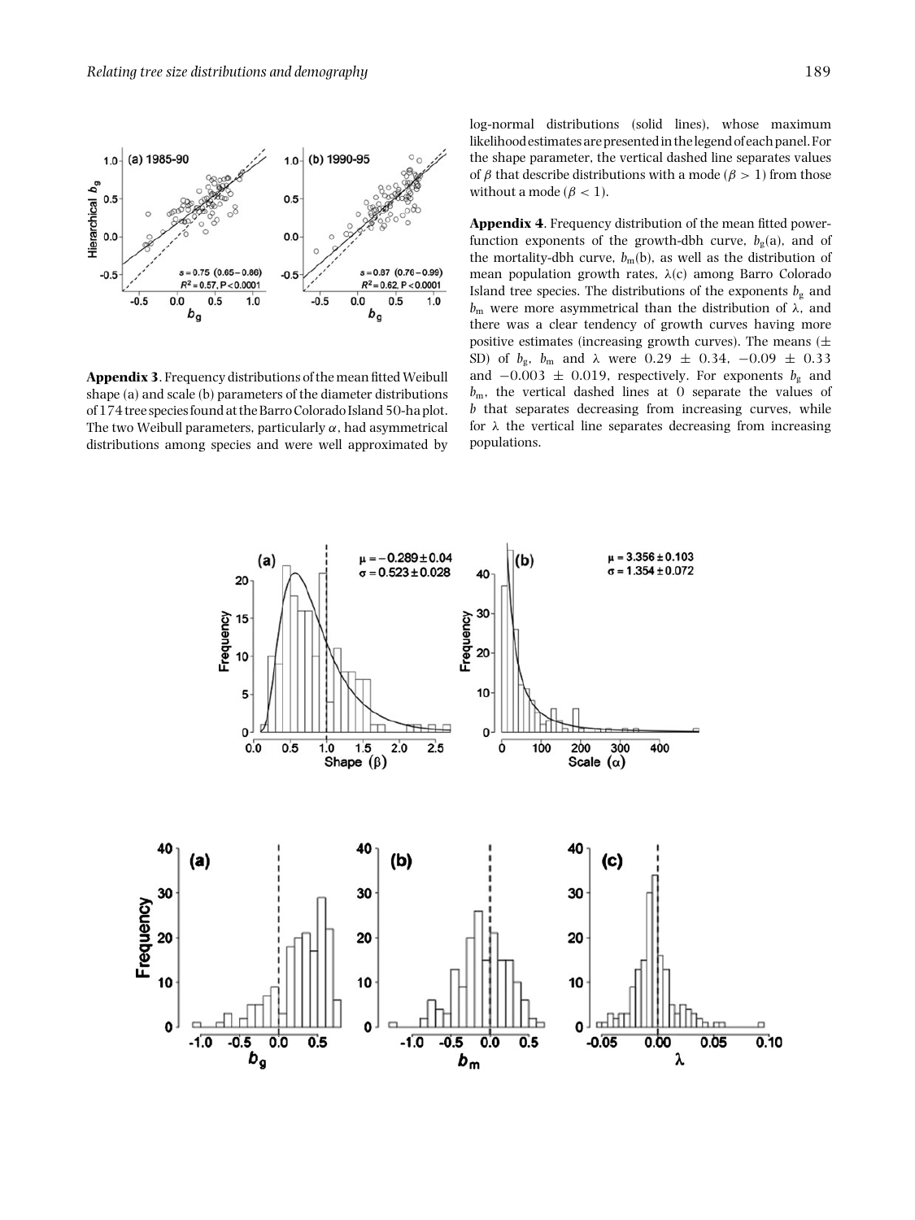(a) 1985-90

Hierarchical $b_g$

$s = 0.75$ (0.65 – 0.86)
$R^2 = 0.57$, P < 0.0001

$b_g$

(b) 1990-95

$s = 0.87$ (0.76 – 0.99)
$R^2 = 0.62$, P < 0.0001

$b_g$

**Appendix 3**. Frequency distributions of the mean fitted Weibull shape (a) and scale (b) parameters of the diameter distributions of 174 tree species found at the Barro Colorado Island 50-ha plot. The two Weibull parameters, particularly $\alpha$, had asymmetrical distributions among species and were well approximated by log-normal distributions (solid lines), whose maximum likelihood estimates are presented in the legend of each panel. For the shape parameter, the vertical dashed line separates values of $\beta$ that describe distributions with a mode ($\beta > 1$) from those without a mode ($\beta < 1$).

**Appendix 4**. Frequency distribution of the mean fitted power-function exponents of the growth-dbh curve, $b_g$(a), and of the mortality-dbh curve, $b_m$(b), as well as the distribution of mean population growth rates, $\lambda$(c) among Barro Colorado Island tree species. The distributions of the exponents $b_g$ and $b_m$ were more asymmetrical than the distribution of $\lambda$, and there was a clear tendency of growth curves having more positive estimates (increasing growth curves). The means ($\pm$ SD) of $b_g$, $b_m$ and $\lambda$ were $0.29 \pm 0.34$, $-0.09 \pm 0.33$ and $-0.003 \pm 0.019$, respectively. For exponents $b_g$ and $b_m$, the vertical dashed lines at 0 separate the values of $b$ that separates decreasing from increasing curves, while for $\lambda$ the vertical line separates decreasing from increasing populations.

(a)

$\mu = -0.289 \pm 0.04$
$\sigma = 0.523 \pm 0.028$

Frequency

Shape ($\beta$)

(b)

$\mu = 3.356 \pm 0.103$
$\sigma = 1.354 \pm 0.072$

Frequency

Scale ($\alpha$)

(a)

Frequency

$b_g$

(b)

$b_m$

(c)

$\lambda$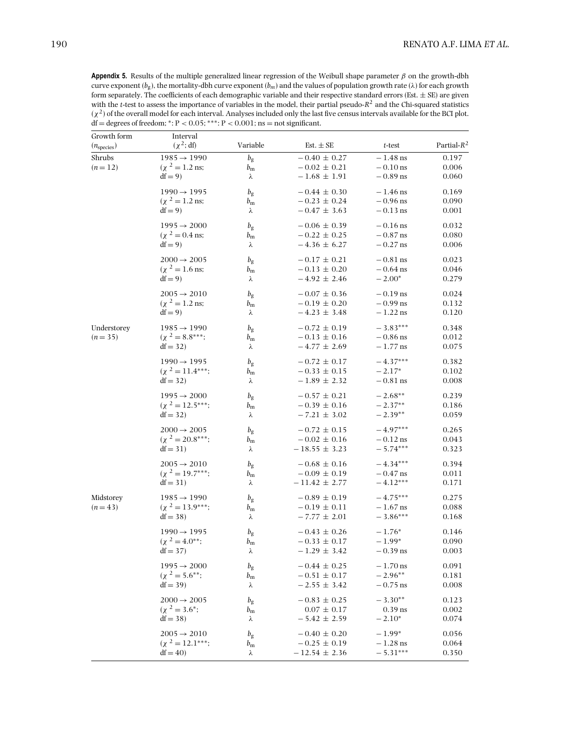**Appendix 5.** Results of the multiple generalized linear regression of the Weibull shape parameter $\beta$ on the growth-dbh curve exponent ($b_g$), the mortality-dbh curve exponent ($b_m$) and the values of population growth rate ($\lambda$) for each growth form separately. The coefficients of each demographic variable and their respective standard errors (Est. ± SE) are given with the $t$-test to assess the importance of variables in the model, their partial pseudo-$R^2$ and the Chi-squared statistics ($\chi^2$) of the overall model for each interval. Analyses included only the last five census intervals available for the BCI plot. df = degrees of freedom; *: P < 0.05; ***: P < 0.001; ns = not significant.

| Growth form ($n_{species}$) | Interval ($\chi^2$; df) | Variable | Est. ± SE | $t$-test | Partial-$R^2$ |
|---|---|---|---|---|---|
| Shrubs | 1985 → 1990 | $b_g$ | −0.40 ± 0.27 | −1.48 ns | 0.197 |
| ($n$ = 12) | ($\chi^2$ = 1.2 ns; | $b_m$ | −0.02 ± 0.21 | −0.10 ns | 0.006 |
| | df = 9) | $\lambda$ | −1.68 ± 1.91 | −0.89 ns | 0.060 |
| | 1990 → 1995 | $b_g$ | −0.44 ± 0.30 | −1.46 ns | 0.169 |
| | ($\chi^2$ = 1.2 ns; | $b_m$ | −0.23 ± 0.24 | −0.96 ns | 0.090 |
| | df = 9) | $\lambda$ | −0.47 ± 3.63 | −0.13 ns | 0.001 |
| | 1995 → 2000 | $b_g$ | −0.06 ± 0.39 | −0.16 ns | 0.032 |
| | ($\chi^2$ = 0.4 ns; | $b_m$ | −0.22 ± 0.25 | −0.87 ns | 0.080 |
| | df = 9) | $\lambda$ | −4.36 ± 6.27 | −0.27 ns | 0.006 |
| | 2000 → 2005 | $b_g$ | −0.17 ± 0.21 | −0.81 ns | 0.023 |
| | ($\chi^2$ = 1.6 ns; | $b_m$ | −0.13 ± 0.20 | −0.64 ns | 0.046 |
| | df = 9) | $\lambda$ | −4.92 ± 2.46 | −2.00* | 0.279 |
| | 2005 → 2010 | $b_g$ | −0.07 ± 0.36 | −0.19 ns | 0.024 |
| | ($\chi^2$ = 1.2 ns; | $b_m$ | −0.19 ± 0.20 | −0.99 ns | 0.132 |
| | df = 9) | $\lambda$ | −4.23 ± 3.48 | −1.22 ns | 0.120 |
| Understorey | 1985 → 1990 | $b_g$ | −0.72 ± 0.19 | −3.83*** | 0.348 |
| ($n$ = 35) | ($\chi^2$ = 8.8***; | $b_m$ | −0.13 ± 0.16 | −0.86 ns | 0.012 |
| | df = 32) | $\lambda$ | −4.77 ± 2.69 | −1.77 ns | 0.075 |
| | 1990 → 1995 | $b_g$ | −0.72 ± 0.17 | −4.37*** | 0.382 |
| | ($\chi^2$ = 11.4***; | $b_m$ | −0.33 ± 0.15 | −2.17* | 0.102 |
| | df = 32) | $\lambda$ | −1.89 ± 2.32 | −0.81 ns | 0.008 |
| | 1995 → 2000 | $b_g$ | −0.57 ± 0.21 | −2.68** | 0.239 |
| | ($\chi^2$ = 12.5***; | $b_m$ | −0.39 ± 0.16 | −2.37** | 0.186 |
| | df = 32) | $\lambda$ | −7.21 ± 3.02 | −2.39** | 0.059 |
| | 2000 → 2005 | $b_g$ | −0.72 ± 0.15 | −4.97*** | 0.265 |
| | ($\chi^2$ = 20.8***; | $b_m$ | −0.02 ± 0.16 | −0.12 ns | 0.043 |
| | df = 31) | $\lambda$ | −18.55 ± 3.23 | −5.74*** | 0.323 |
| | 2005 → 2010 | $b_g$ | −0.68 ± 0.16 | −4.34*** | 0.394 |
| | ($\chi^2$ = 19.7***; | $b_m$ | −0.09 ± 0.19 | −0.47 ns | 0.011 |
| | df = 31) | $\lambda$ | −11.42 ± 2.77 | −4.12*** | 0.171 |
| Midstorey | 1985 → 1990 | $b_g$ | −0.89 ± 0.19 | −4.75*** | 0.275 |
| ($n$ = 43) | ($\chi^2$ = 13.9***; | $b_m$ | −0.19 ± 0.11 | −1.67 ns | 0.088 |
| | df = 38) | $\lambda$ | −7.77 ± 2.01 | −3.86*** | 0.168 |
| | 1990 → 1995 | $b_g$ | −0.43 ± 0.26 | −1.76* | 0.146 |
| | ($\chi^2$ = 4.0**; | $b_m$ | −0.33 ± 0.17 | −1.99* | 0.090 |
| | df = 37) | $\lambda$ | −1.29 ± 3.42 | −0.39 ns | 0.003 |
| | 1995 → 2000 | $b_g$ | −0.44 ± 0.25 | −1.70 ns | 0.091 |
| | ($\chi^2$ = 5.6**; | $b_m$ | −0.51 ± 0.17 | −2.96** | 0.181 |
| | df = 39) | $\lambda$ | −2.55 ± 3.42 | −0.75 ns | 0.008 |
| | 2000 → 2005 | $b_g$ | −0.83 ± 0.25 | −3.30** | 0.123 |
| | ($\chi^2$ = 3.6*; | $b_m$ | 0.07 ± 0.17 | 0.39 ns | 0.002 |
| | df = 38) | $\lambda$ | −5.42 ± 2.59 | −2.10* | 0.074 |
| | 2005 → 2010 | $b_g$ | −0.40 ± 0.20 | −1.99* | 0.056 |
| | ($\chi^2$ = 12.1***; | $b_m$ | −0.25 ± 0.19 | −1.28 ns | 0.064 |
| | df = 40) | $\lambda$ | −12.54 ± 2.36 | −5.31*** | 0.350 |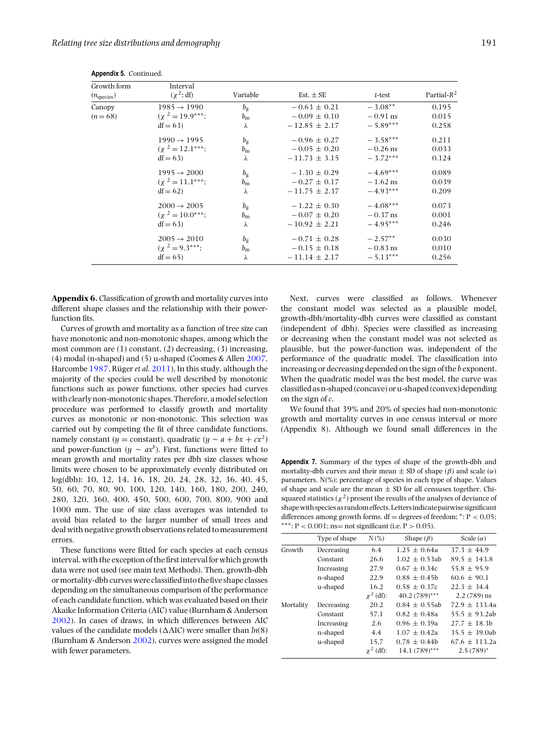**Appendix 5.** Continued.

| Growth form ($n_{species}$) | Interval ($\chi^2$; df) | Variable | Est. ± SE | *t*-test | Partial-$R^2$ |
|---|---|---|---|---|---|
| Canopy | 1985 → 1990 | $b_g$ | −0.63 ± 0.21 | −3.08** | 0.195 |
| ($n = 68$) | ($\chi^2 = 19.9$***; | $b_m$ | −0.09 ± 0.10 | −0.91 ns | 0.015 |
| | df = 63) | λ | −12.85 ± 2.17 | −5.89*** | 0.258 |
| | 1990 → 1995 | $b_g$ | −0.96 ± 0.27 | −3.58*** | 0.211 |
| | ($\chi^2 = 12.1$***; | $b_m$ | −0.05 ± 0.20 | −0.26 ns | 0.033 |
| | df = 63) | λ | −11.73 ± 3.15 | −3.72*** | 0.124 |
| | 1995 → 2000 | $b_g$ | −1.30 ± 0.29 | −4.69*** | 0.089 |
| | ($\chi^2 = 11.1$***; | $b_m$ | −0.27 ± 0.17 | −1.62 ns | 0.039 |
| | df = 62) | λ | −11.75 ± 2.37 | −4.93*** | 0.209 |
| | 2000 → 2005 | $b_g$ | −1.22 ± 0.30 | −4.08*** | 0.073 |
| | ($\chi^2 = 10.0$***; | $b_m$ | −0.07 ± 0.20 | −0.37 ns | 0.001 |
| | df = 63) | λ | −10.92 ± 2.21 | −4.95*** | 0.246 |
| | 2005 → 2010 | $b_g$ | −0.71 ± 0.28 | −2.57** | 0.030 |
| | ($\chi^2 = 9.3$***; | $b_m$ | −0.15 ± 0.18 | −0.83 ns | 0.010 |
| | df = 65) | λ | −11.14 ± 2.17 | −5.13*** | 0.256 |

**Appendix 6.** Classification of growth and mortality curves into different shape classes and the relationship with their power-function fits.

Curves of growth and mortality as a function of tree size can have monotonic and non-monotonic shapes, among which the most common are (1) constant, (2) decreasing, (3) increasing, (4) modal (n-shaped) and (5) u-shaped (Coomes & Allen 2007, Harcombe 1987, Rüger *et al.* 2011). In this study, although the majority of the species could be well described by monotonic functions such as power functions, other species had curves with clearly non-monotonic shapes. Therefore, a model selection procedure was performed to classify growth and mortality curves as monotonic or non-monotonic. This selection was carried out by competing the fit of three candidate functions, namely constant ($y$ = constant), quadratic ($y \sim a + bx + cx^2$) and power-function ($y \sim ax^b$). First, functions were fitted to mean growth and mortality rates per dbh size classes whose limits were chosen to be approximately evenly distributed on log(dbh): 10, 12, 14, 16, 18, 20, 24, 28, 32, 36, 40, 45, 50, 60, 70, 80, 90, 100, 120, 140, 160, 180, 200, 240, 280, 320, 360, 400, 450, 500, 600, 700, 800, 900 and 1000 mm. The use of size class averages was intended to avoid bias related to the larger number of small trees and deal with negative growth observations related to measurement errors.

These functions were fitted for each species at each census interval, with the exception of the first interval for which growth data were not used (see main text Methods). Then, growth-dbh or mortality-dbh curves were classified into the five shape classes depending on the simultaneous comparison of the performance of each candidate function, which was evaluated based on their Akaike Information Criteria (AIC) value (Burnham & Anderson 2002). In cases of draws, in which differences between AIC values of the candidate models (ΔAIC) were smaller than $ln(8)$ (Burnham & Anderson 2002), curves were assigned the model with fewer parameters.

Next, curves were classified as follows. Whenever the constant model was selected as a plausible model, growth-dbh/mortality-dbh curves were classified as constant (independent of dbh). Species were classified as increasing or decreasing when the constant model was not selected as plausible, but the power-function was, independent of the performance of the quadratic model. The classification into increasing or decreasing depended on the sign of the $b$ exponent. When the quadratic model was the best model, the curve was classified as n-shaped (concave) or u-shaped (convex) depending on the sign of $c$.

We found that 39% and 20% of species had non-monotonic growth and mortality curves in one census interval or more (Appendix 8). Although we found small differences in the

**Appendix 7.** Summary of the types of shape of the growth-dbh and mortality-dbh curves and their mean ± SD of shape (β) and scale (α) parameters. N(%): percentage of species in each type of shape. Values of shape and scale are the mean ± SD for all censuses together. Chi-squared statistics ($\chi^2$) present the results of the analyses of deviance of shape with species as random effects. Letters indicate pairwise significant differences among growth forms. df = degrees of freedom; *: $P < 0.05$; ***: $P < 0.001$; ns= not significant (i.e. $P > 0.05$).

| | Type of shape | N (%) | Shape (β) | Scale (α) |
|---|---|---|---|---|
| Growth | Decreasing | 6.4 | 1.25 ± 0.64a | 37.3 ± 44.9 |
| | Constant | 26.6 | 1.02 ± 0.53ab | 89.5 ± 143.8 |
| | Increasing | 27.9 | 0.67 ± 0.34c | 55.8 ± 95.9 |
| | n-shaped | 22.9 | 0.88 ± 0.45b | 60.6 ± 90.1 |
| | u-shaped | 16.2 | 0.58 ± 0.37c | 22.3 ± 34.4 |
| | | $\chi^2$ (df): | 40.2 (789)*** | 2.2 (789) ns |
| Mortality | Decreasing | 20.2 | 0.84 ± 0.55ab | 72.9 ± 133.4a |
| | Constant | 57.1 | 0.82 ± 0.48a | 55.5 ± 93.2ab |
| | Increasing | 2.6 | 0.96 ± 0.39a | 27.7 ± 18.3b |
| | n-shaped | 4.4 | 1.07 ± 0.42a | 35.5 ± 39.0ab |
| | u-shaped | 15.7 | 0.78 ± 0.44b | 67.6 ± 113.2a |
| | | $\chi^2$ (df): | 14.1 (789)*** | 2.5 (789)* |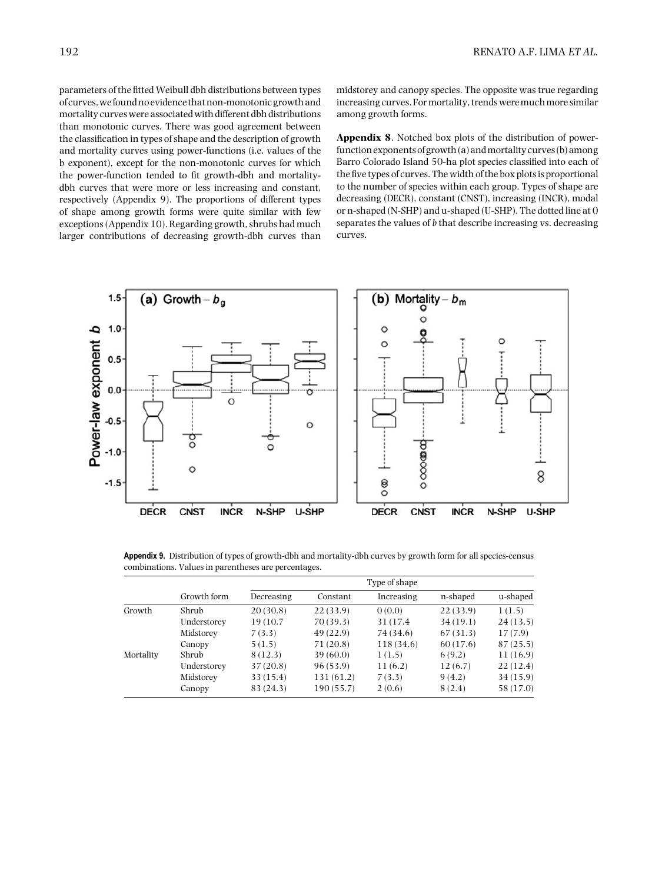parameters of the fitted Weibull dbh distributions between types of curves, we found no evidence that non-monotonic growth and mortality curves were associated with different dbh distributions than monotonic curves. There was good agreement between the classification in types of shape and the description of growth and mortality curves using power-functions (i.e. values of the b exponent), except for the non-monotonic curves for which the power-function tended to fit growth-dbh and mortality-dbh curves that were more or less increasing and constant, respectively (Appendix 9). The proportions of different types of shape among growth forms were quite similar with few exceptions (Appendix 10). Regarding growth, shrubs had much larger contributions of decreasing growth-dbh curves than midstorey and canopy species. The opposite was true regarding increasing curves. For mortality, trends were much more similar among growth forms.

**Appendix 8**. Notched box plots of the distribution of power-function exponents of growth (a) and mortality curves (b) among Barro Colorado Island 50-ha plot species classified into each of the five types of curves. The width of the box plots is proportional to the number of species within each group. Types of shape are decreasing (DECR), constant (CNST), increasing (INCR), modal or n-shaped (N-SHP) and u-shaped (U-SHP). The dotted line at 0 separates the values of *b* that describe increasing vs. decreasing curves.

(a) Growth – $b_g$

(b) Mortality – $b_m$

Power-law exponent *b*

1.5
1.0
0.5
0.0
-0.5
-1.0
-1.5

DECR CNST INCR N-SHP U-SHP

DECR CNST INCR N-SHP U-SHP

**Appendix 9.** Distribution of types of growth-dbh and mortality-dbh curves by growth form for all species-census combinations. Values in parentheses are percentages.

| | | Type of shape | | | | |
|---|---|---|---|---|---|---|
| | Growth form | Decreasing | Constant | Increasing | n-shaped | u-shaped |
| Growth | Shrub | 20 (30.8) | 22 (33.9) | 0 (0.0) | 22 (33.9) | 1 (1.5) |
| | Understorey | 19 (10.7 | 70 (39.3) | 31 (17.4 | 34 (19.1) | 24 (13.5) |
| | Midstorey | 7 (3.3) | 49 (22.9) | 74 (34.6) | 67 (31.3) | 17 (7.9) |
| | Canopy | 5 (1.5) | 71 (20.8) | 118 (34.6) | 60 (17.6) | 87 (25.5) |
| Mortality | Shrub | 8 (12.3) | 39 (60.0) | 1 (1.5) | 6 (9.2) | 11 (16.9) |
| | Understorey | 37 (20.8) | 96 (53.9) | 11 (6.2) | 12 (6.7) | 22 (12.4) |
| | Midstorey | 33 (15.4) | 131 (61.2) | 7 (3.3) | 9 (4.2) | 34 (15.9) |
| | Canopy | 83 (24.3) | 190 (55.7) | 2 (0.6) | 8 (2.4) | 58 (17.0) |